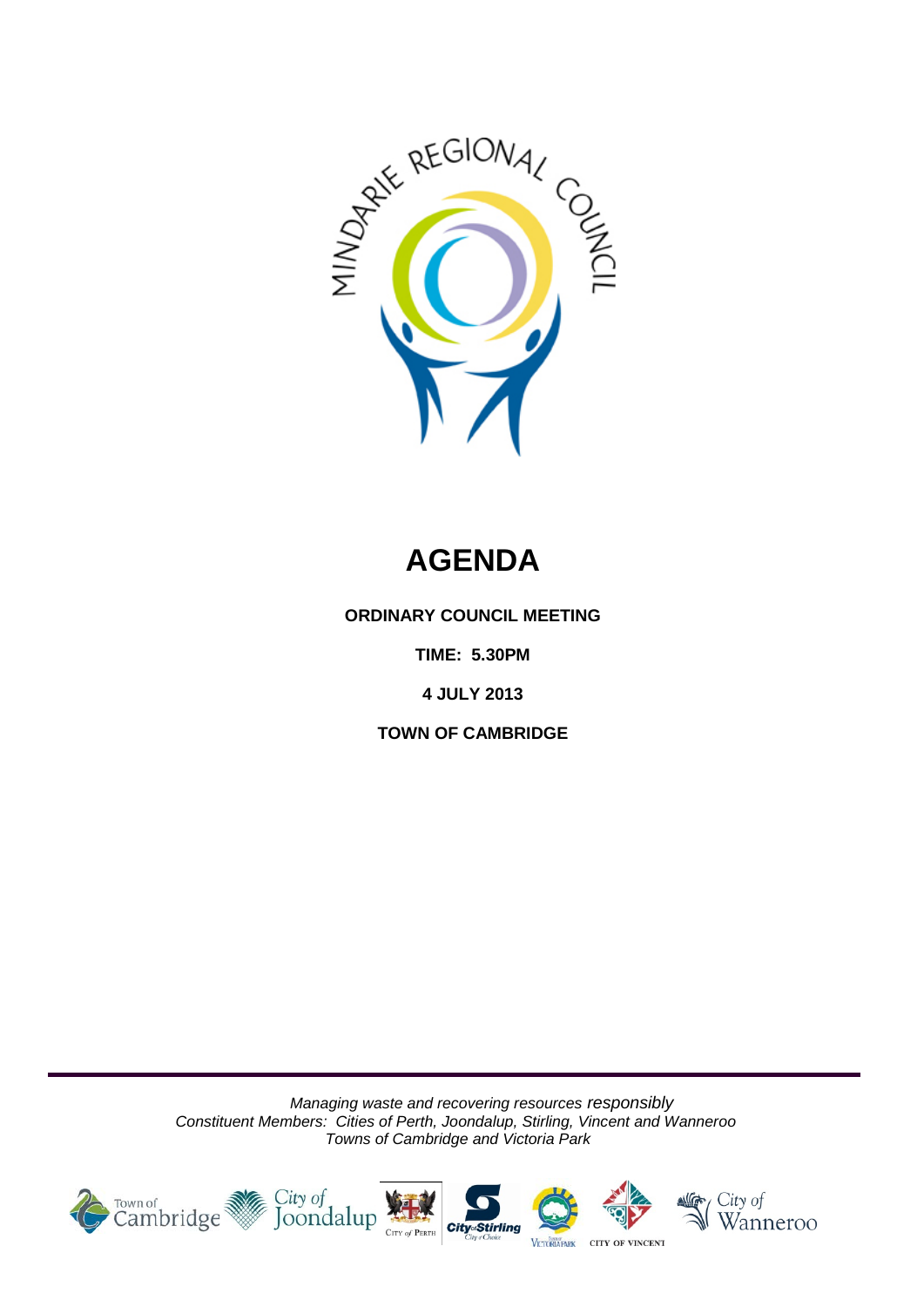MINDARIE REGIONAL COUNCIL

# AGENDA

**ORDINARY COUNCIL MEETING**

**TIME: 5.30PM**

**4 JULY 2013**

**TOWN OF CAMBRIDGE**

*Managing waste and recovering resources responsibly*
*Constituent Members: Cities of Perth, Joondalup, Stirling, Vincent and Wanneroo*
*Towns of Cambridge and Victoria Park*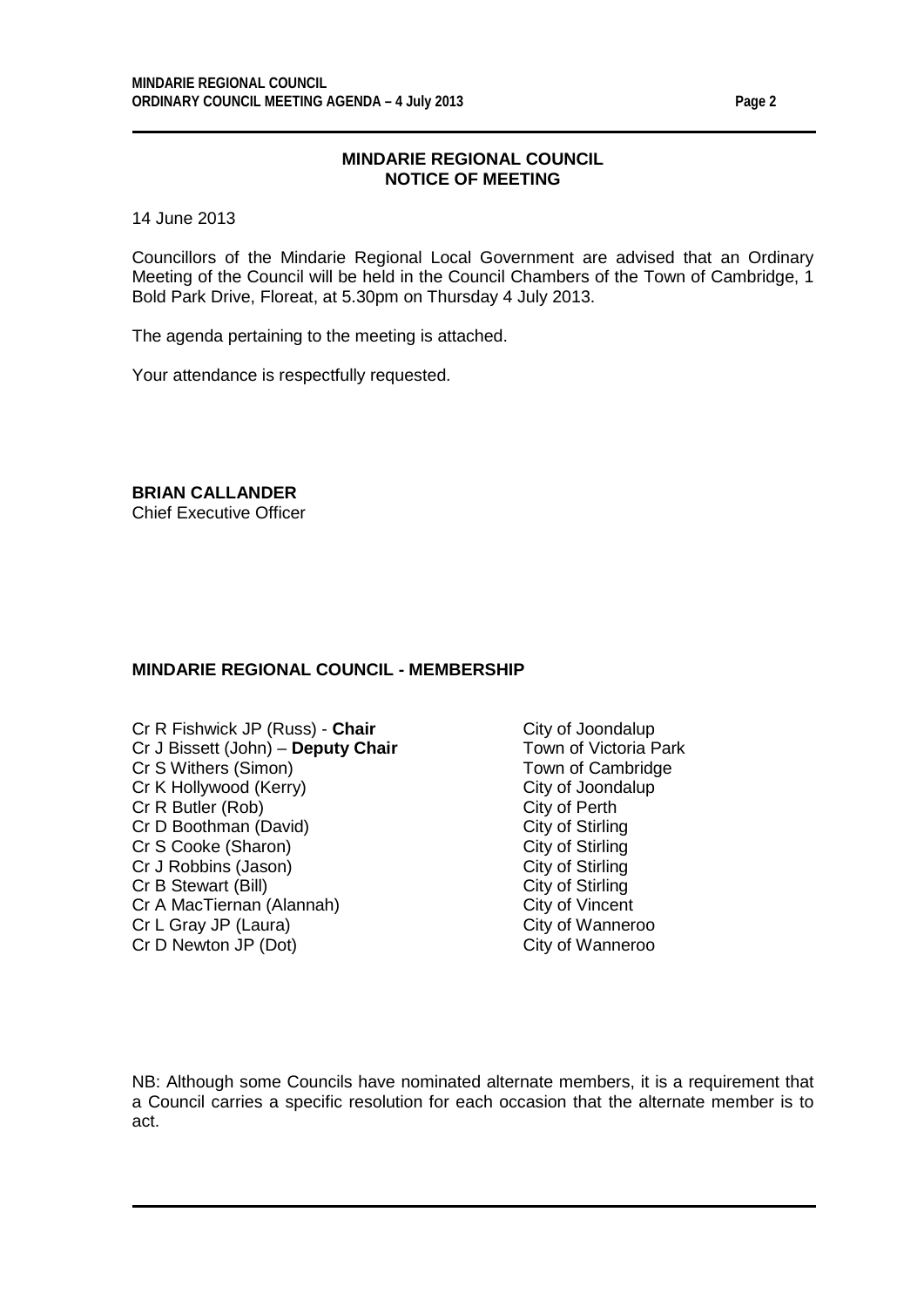## MINDARIE REGIONAL COUNCIL
## NOTICE OF MEETING

14 June 2013

Councillors of the Mindarie Regional Local Government are advised that an Ordinary Meeting of the Council will be held in the Council Chambers of the Town of Cambridge, 1 Bold Park Drive, Floreat, at 5.30pm on Thursday 4 July 2013.

The agenda pertaining to the meeting is attached.

Your attendance is respectfully requested.

**BRIAN CALLANDER**
Chief Executive Officer

### MINDARIE REGIONAL COUNCIL - MEMBERSHIP

| | |
|---|---|
| Cr R Fishwick JP (Russ) - **Chair** | City of Joondalup |
| Cr J Bissett (John) – **Deputy Chair** | Town of Victoria Park |
| Cr S Withers (Simon) | Town of Cambridge |
| Cr K Hollywood (Kerry) | City of Joondalup |
| Cr R Butler (Rob) | City of Perth |
| Cr D Boothman (David) | City of Stirling |
| Cr S Cooke (Sharon) | City of Stirling |
| Cr J Robbins (Jason) | City of Stirling |
| Cr B Stewart (Bill) | City of Stirling |
| Cr A MacTiernan (Alannah) | City of Vincent |
| Cr L Gray JP (Laura) | City of Wanneroo |
| Cr D Newton JP (Dot) | City of Wanneroo |

NB: Although some Councils have nominated alternate members, it is a requirement that a Council carries a specific resolution for each occasion that the alternate member is to act.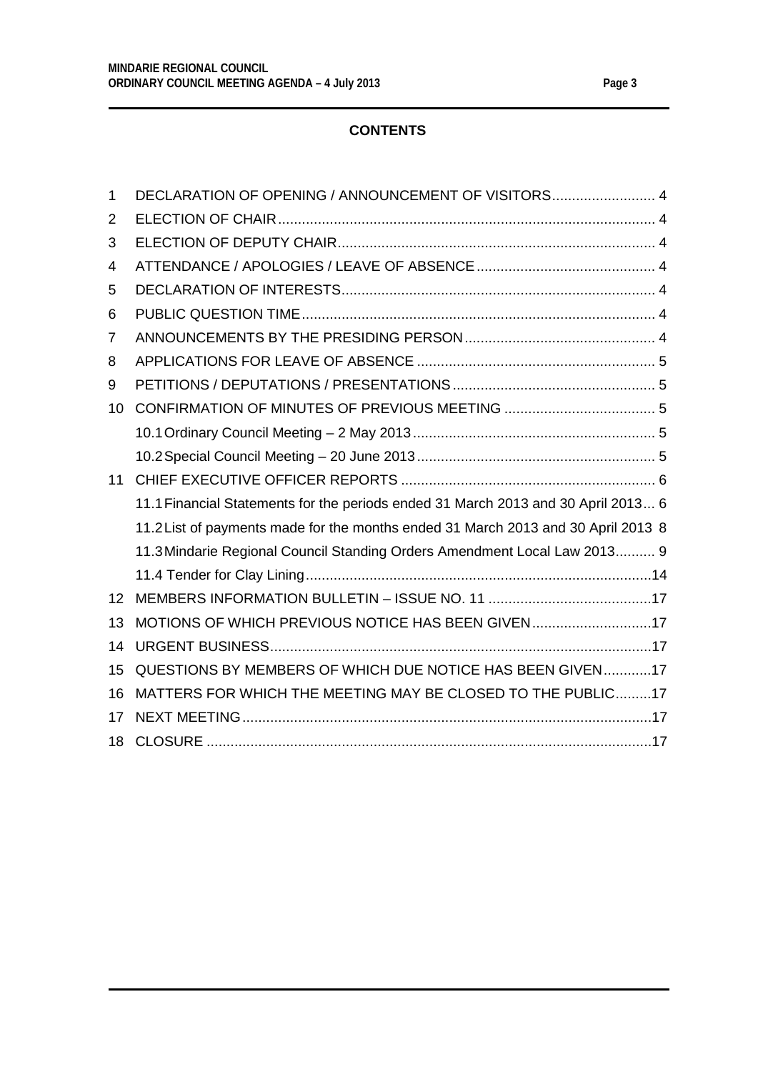**CONTENTS**

| | | |
|---|---|---|
| 1 | DECLARATION OF OPENING / ANNOUNCEMENT OF VISITORS | 4 |
| 2 | ELECTION OF CHAIR | 4 |
| 3 | ELECTION OF DEPUTY CHAIR | 4 |
| 4 | ATTENDANCE / APOLOGIES / LEAVE OF ABSENCE | 4 |
| 5 | DECLARATION OF INTERESTS | 4 |
| 6 | PUBLIC QUESTION TIME | 4 |
| 7 | ANNOUNCEMENTS BY THE PRESIDING PERSON | 4 |
| 8 | APPLICATIONS FOR LEAVE OF ABSENCE | 5 |
| 9 | PETITIONS / DEPUTATIONS / PRESENTATIONS | 5 |
| 10 | CONFIRMATION OF MINUTES OF PREVIOUS MEETING | 5 |
| | 10.1 Ordinary Council Meeting – 2 May 2013 | 5 |
| | 10.2 Special Council Meeting – 20 June 2013 | 5 |
| 11 | CHIEF EXECUTIVE OFFICER REPORTS | 6 |
| | 11.1 Financial Statements for the periods ended 31 March 2013 and 30 April 2013 | 6 |
| | 11.2 List of payments made for the months ended 31 March 2013 and 30 April 2013 | 8 |
| | 11.3 Mindarie Regional Council Standing Orders Amendment Local Law 2013 | 9 |
| | 11.4 Tender for Clay Lining | 14 |
| 12 | MEMBERS INFORMATION BULLETIN – ISSUE NO. 11 | 17 |
| 13 | MOTIONS OF WHICH PREVIOUS NOTICE HAS BEEN GIVEN | 17 |
| 14 | URGENT BUSINESS | 17 |
| 15 | QUESTIONS BY MEMBERS OF WHICH DUE NOTICE HAS BEEN GIVEN | 17 |
| 16 | MATTERS FOR WHICH THE MEETING MAY BE CLOSED TO THE PUBLIC | 17 |
| 17 | NEXT MEETING | 17 |
| 18 | CLOSURE | 17 |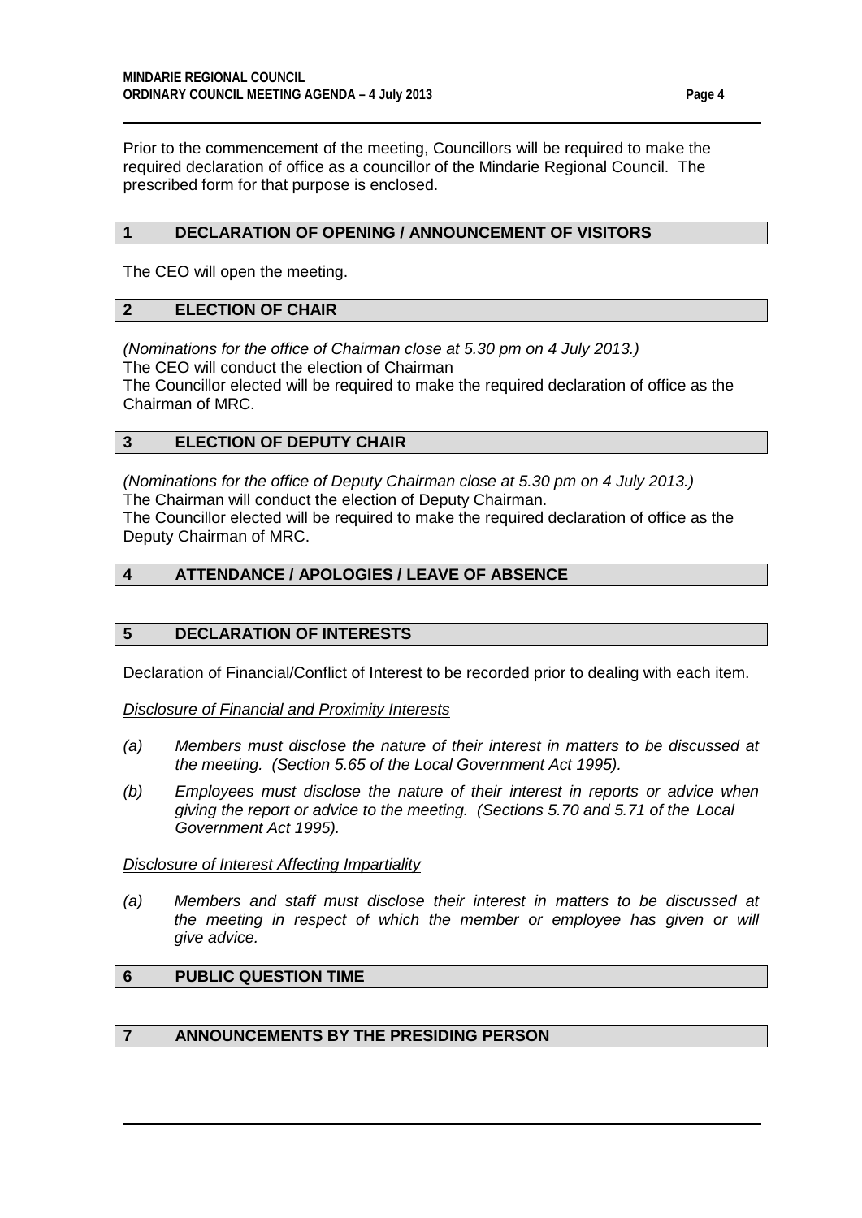Prior to the commencement of the meeting, Councillors will be required to make the required declaration of office as a councillor of the Mindarie Regional Council. The prescribed form for that purpose is enclosed.

## 1 DECLARATION OF OPENING / ANNOUNCEMENT OF VISITORS

The CEO will open the meeting.

## 2 ELECTION OF CHAIR

*(Nominations for the office of Chairman close at 5.30 pm on 4 July 2013.)*
The CEO will conduct the election of Chairman
The Councillor elected will be required to make the required declaration of office as the Chairman of MRC.

## 3 ELECTION OF DEPUTY CHAIR

*(Nominations for the office of Deputy Chairman close at 5.30 pm on 4 July 2013.)*
The Chairman will conduct the election of Deputy Chairman.
The Councillor elected will be required to make the required declaration of office as the Deputy Chairman of MRC.

## 4 ATTENDANCE / APOLOGIES / LEAVE OF ABSENCE

## 5 DECLARATION OF INTERESTS

Declaration of Financial/Conflict of Interest to be recorded prior to dealing with each item.

*Disclosure of Financial and Proximity Interests*

*(a) Members must disclose the nature of their interest in matters to be discussed at the meeting. (Section 5.65 of the Local Government Act 1995).*

*(b) Employees must disclose the nature of their interest in reports or advice when giving the report or advice to the meeting. (Sections 5.70 and 5.71 of the Local Government Act 1995).*

*Disclosure of Interest Affecting Impartiality*

*(a) Members and staff must disclose their interest in matters to be discussed at the meeting in respect of which the member or employee has given or will give advice.*

## 6 PUBLIC QUESTION TIME

## 7 ANNOUNCEMENTS BY THE PRESIDING PERSON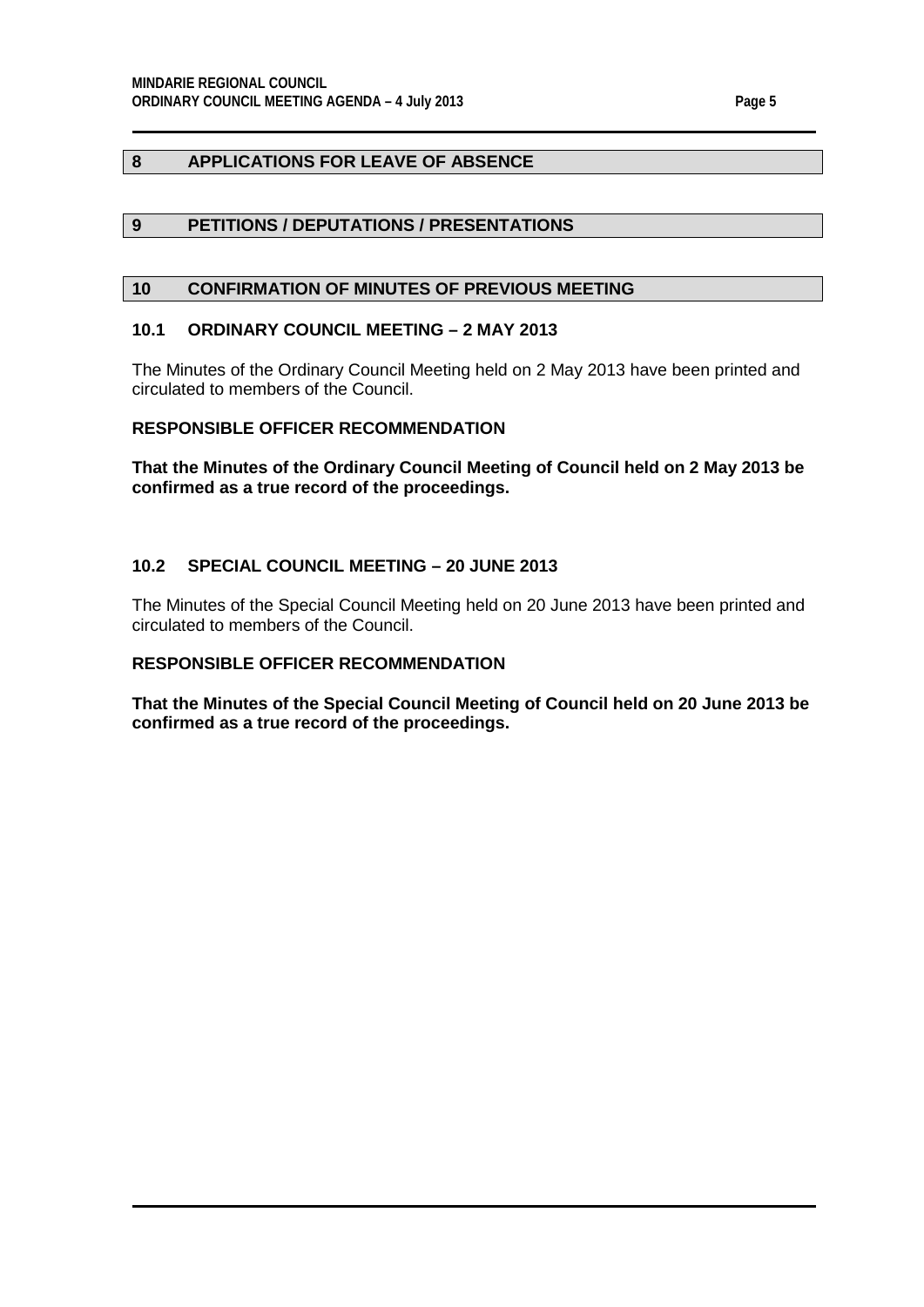## 8 APPLICATIONS FOR LEAVE OF ABSENCE

## 9 PETITIONS / DEPUTATIONS / PRESENTATIONS

## 10 CONFIRMATION OF MINUTES OF PREVIOUS MEETING

### 10.1 ORDINARY COUNCIL MEETING – 2 MAY 2013

The Minutes of the Ordinary Council Meeting held on 2 May 2013 have been printed and circulated to members of the Council.

**RESPONSIBLE OFFICER RECOMMENDATION**

**That the Minutes of the Ordinary Council Meeting of Council held on 2 May 2013 be confirmed as a true record of the proceedings.**

### 10.2 SPECIAL COUNCIL MEETING – 20 JUNE 2013

The Minutes of the Special Council Meeting held on 20 June 2013 have been printed and circulated to members of the Council.

**RESPONSIBLE OFFICER RECOMMENDATION**

**That the Minutes of the Special Council Meeting of Council held on 20 June 2013 be confirmed as a true record of the proceedings.**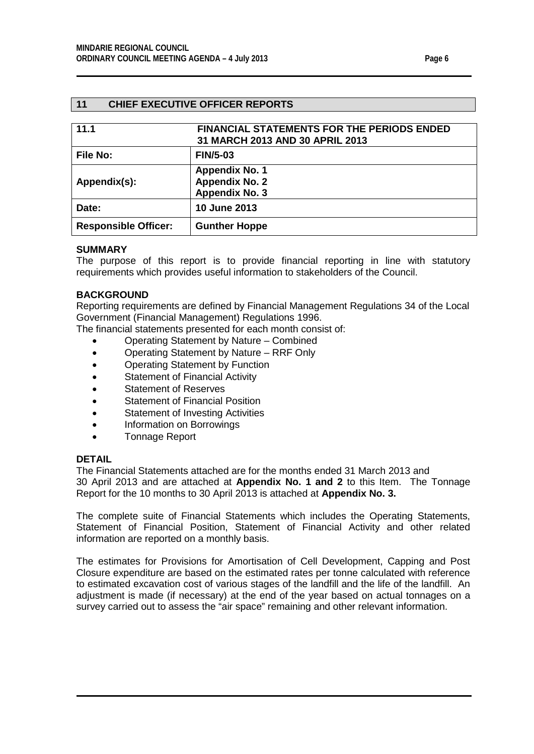## 11 CHIEF EXECUTIVE OFFICER REPORTS

| 11.1 | FINANCIAL STATEMENTS FOR THE PERIODS ENDED 31 MARCH 2013 AND 30 APRIL 2013 |
|---|---|
| **File No:** | **FIN/5-03** |
| **Appendix(s):** | **Appendix No. 1**<br>**Appendix No. 2**<br>**Appendix No. 3** |
| **Date:** | **10 June 2013** |
| **Responsible Officer:** | **Gunther Hoppe** |

**SUMMARY**

The purpose of this report is to provide financial reporting in line with statutory requirements which provides useful information to stakeholders of the Council.

**BACKGROUND**

Reporting requirements are defined by Financial Management Regulations 34 of the Local Government (Financial Management) Regulations 1996.

The financial statements presented for each month consist of:

- Operating Statement by Nature – Combined
- Operating Statement by Nature – RRF Only
- Operating Statement by Function
- Statement of Financial Activity
- Statement of Reserves
- Statement of Financial Position
- Statement of Investing Activities
- Information on Borrowings
- Tonnage Report

**DETAIL**

The Financial Statements attached are for the months ended 31 March 2013 and 30 April 2013 and are attached at **Appendix No. 1 and 2** to this Item. The Tonnage Report for the 10 months to 30 April 2013 is attached at **Appendix No. 3.**

The complete suite of Financial Statements which includes the Operating Statements, Statement of Financial Position, Statement of Financial Activity and other related information are reported on a monthly basis.

The estimates for Provisions for Amortisation of Cell Development, Capping and Post Closure expenditure are based on the estimated rates per tonne calculated with reference to estimated excavation cost of various stages of the landfill and the life of the landfill. An adjustment is made (if necessary) at the end of the year based on actual tonnages on a survey carried out to assess the "air space" remaining and other relevant information.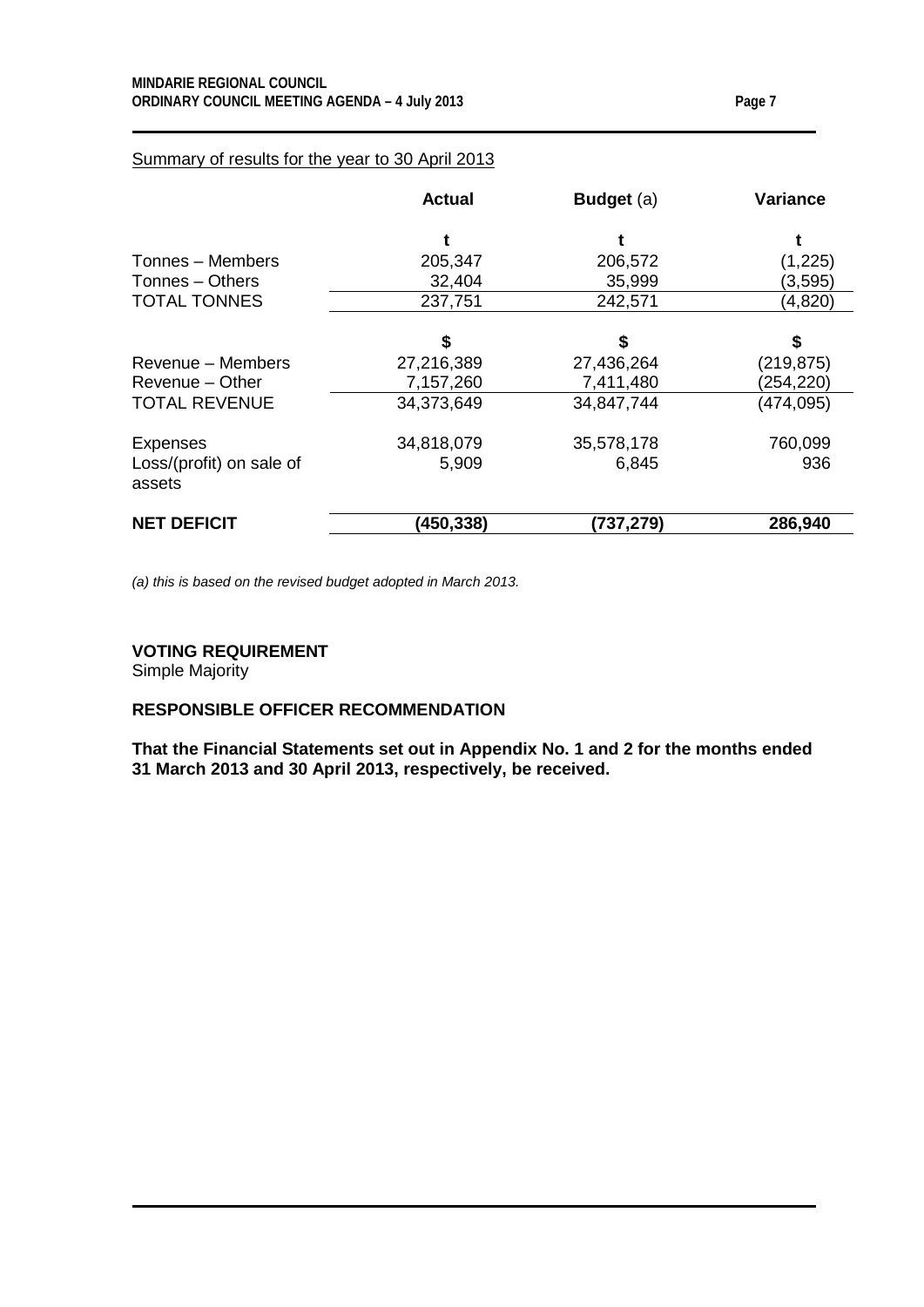Summary of results for the year to 30 April 2013

| | **Actual** | **Budget** (a) | **Variance** |
|---|---|---|---|
| | **t** | **t** | **t** |
| Tonnes – Members | 205,347 | 206,572 | (1,225) |
| Tonnes – Others | 32,404 | 35,999 | (3,595) |
| TOTAL TONNES | 237,751 | 242,571 | (4,820) |
| | **$** | **$** | **$** |
| Revenue – Members | 27,216,389 | 27,436,264 | (219,875) |
| Revenue – Other | 7,157,260 | 7,411,480 | (254,220) |
| TOTAL REVENUE | 34,373,649 | 34,847,744 | (474,095) |
| Expenses | 34,818,079 | 35,578,178 | 760,099 |
| Loss/(profit) on sale of assets | 5,909 | 6,845 | 936 |
| **NET DEFICIT** | **(450,338)** | **(737,279)** | **286,940** |

*(a) this is based on the revised budget adopted in March 2013.*

**VOTING REQUIREMENT**

Simple Majority

**RESPONSIBLE OFFICER RECOMMENDATION**

**That the Financial Statements set out in Appendix No. 1 and 2 for the months ended 31 March 2013 and 30 April 2013, respectively, be received.**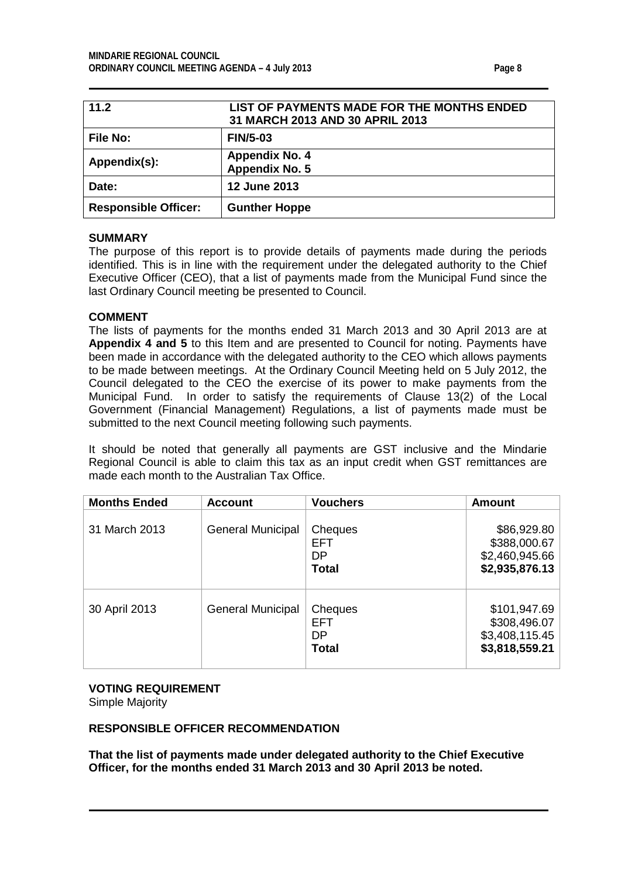| 11.2 | LIST OF PAYMENTS MADE FOR THE MONTHS ENDED 31 MARCH 2013 AND 30 APRIL 2013 |
|---|---|
| **File No:** | **FIN/5-03** |
| **Appendix(s):** | **Appendix No. 4**<br>**Appendix No. 5** |
| **Date:** | **12 June 2013** |
| **Responsible Officer:** | **Gunther Hoppe** |

## SUMMARY

The purpose of this report is to provide details of payments made during the periods identified. This is in line with the requirement under the delegated authority to the Chief Executive Officer (CEO), that a list of payments made from the Municipal Fund since the last Ordinary Council meeting be presented to Council.

## COMMENT

The lists of payments for the months ended 31 March 2013 and 30 April 2013 are at **Appendix 4 and 5** to this Item and are presented to Council for noting. Payments have been made in accordance with the delegated authority to the CEO which allows payments to be made between meetings. At the Ordinary Council Meeting held on 5 July 2012, the Council delegated to the CEO the exercise of its power to make payments from the Municipal Fund. In order to satisfy the requirements of Clause 13(2) of the Local Government (Financial Management) Regulations, a list of payments made must be submitted to the next Council meeting following such payments.

It should be noted that generally all payments are GST inclusive and the Mindarie Regional Council is able to claim this tax as an input credit when GST remittances are made each month to the Australian Tax Office.

| Months Ended | Account | Vouchers | Amount |
|---|---|---|---|
| 31 March 2013 | General Municipal | Cheques<br>EFT<br>DP<br>**Total** | \$86,929.80<br>\$388,000.67<br>\$2,460,945.66<br>**\$2,935,876.13** |
| 30 April 2013 | General Municipal | Cheques<br>EFT<br>DP<br>**Total** | \$101,947.69<br>\$308,496.07<br>\$3,408,115.45<br>**\$3,818,559.21** |

## VOTING REQUIREMENT

Simple Majority

## RESPONSIBLE OFFICER RECOMMENDATION

**That the list of payments made under delegated authority to the Chief Executive Officer, for the months ended 31 March 2013 and 30 April 2013 be noted.**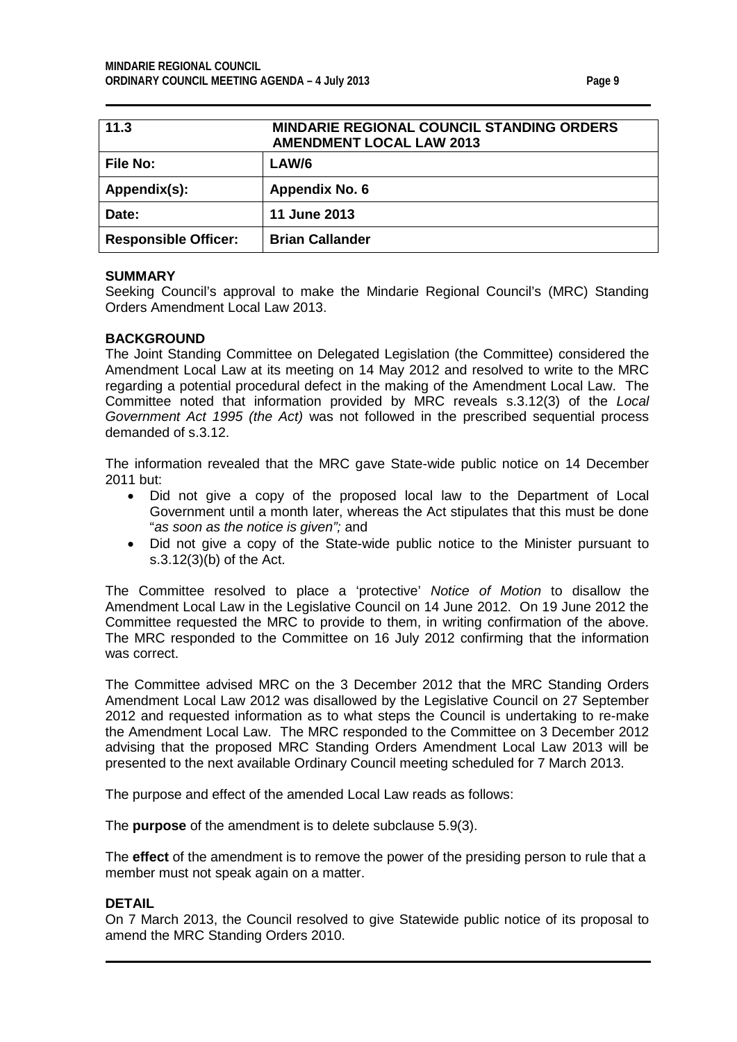| 11.3 | MINDARIE REGIONAL COUNCIL STANDING ORDERS AMENDMENT LOCAL LAW 2013 |
|---|---|
| **File No:** | **LAW/6** |
| **Appendix(s):** | **Appendix No. 6** |
| **Date:** | **11 June 2013** |
| **Responsible Officer:** | **Brian Callander** |

**SUMMARY**

Seeking Council's approval to make the Mindarie Regional Council's (MRC) Standing Orders Amendment Local Law 2013.

**BACKGROUND**

The Joint Standing Committee on Delegated Legislation (the Committee) considered the Amendment Local Law at its meeting on 14 May 2012 and resolved to write to the MRC regarding a potential procedural defect in the making of the Amendment Local Law. The Committee noted that information provided by MRC reveals s.3.12(3) of the *Local Government Act 1995 (the Act)* was not followed in the prescribed sequential process demanded of s.3.12.

The information revealed that the MRC gave State-wide public notice on 14 December 2011 but:

- Did not give a copy of the proposed local law to the Department of Local Government until a month later, whereas the Act stipulates that this must be done "*as soon as the notice is given";* and
- Did not give a copy of the State-wide public notice to the Minister pursuant to s.3.12(3)(b) of the Act.

The Committee resolved to place a 'protective' *Notice of Motion* to disallow the Amendment Local Law in the Legislative Council on 14 June 2012. On 19 June 2012 the Committee requested the MRC to provide to them, in writing confirmation of the above. The MRC responded to the Committee on 16 July 2012 confirming that the information was correct.

The Committee advised MRC on the 3 December 2012 that the MRC Standing Orders Amendment Local Law 2012 was disallowed by the Legislative Council on 27 September 2012 and requested information as to what steps the Council is undertaking to re-make the Amendment Local Law. The MRC responded to the Committee on 3 December 2012 advising that the proposed MRC Standing Orders Amendment Local Law 2013 will be presented to the next available Ordinary Council meeting scheduled for 7 March 2013.

The purpose and effect of the amended Local Law reads as follows:

The **purpose** of the amendment is to delete subclause 5.9(3).

The **effect** of the amendment is to remove the power of the presiding person to rule that a member must not speak again on a matter.

**DETAIL**

On 7 March 2013, the Council resolved to give Statewide public notice of its proposal to amend the MRC Standing Orders 2010.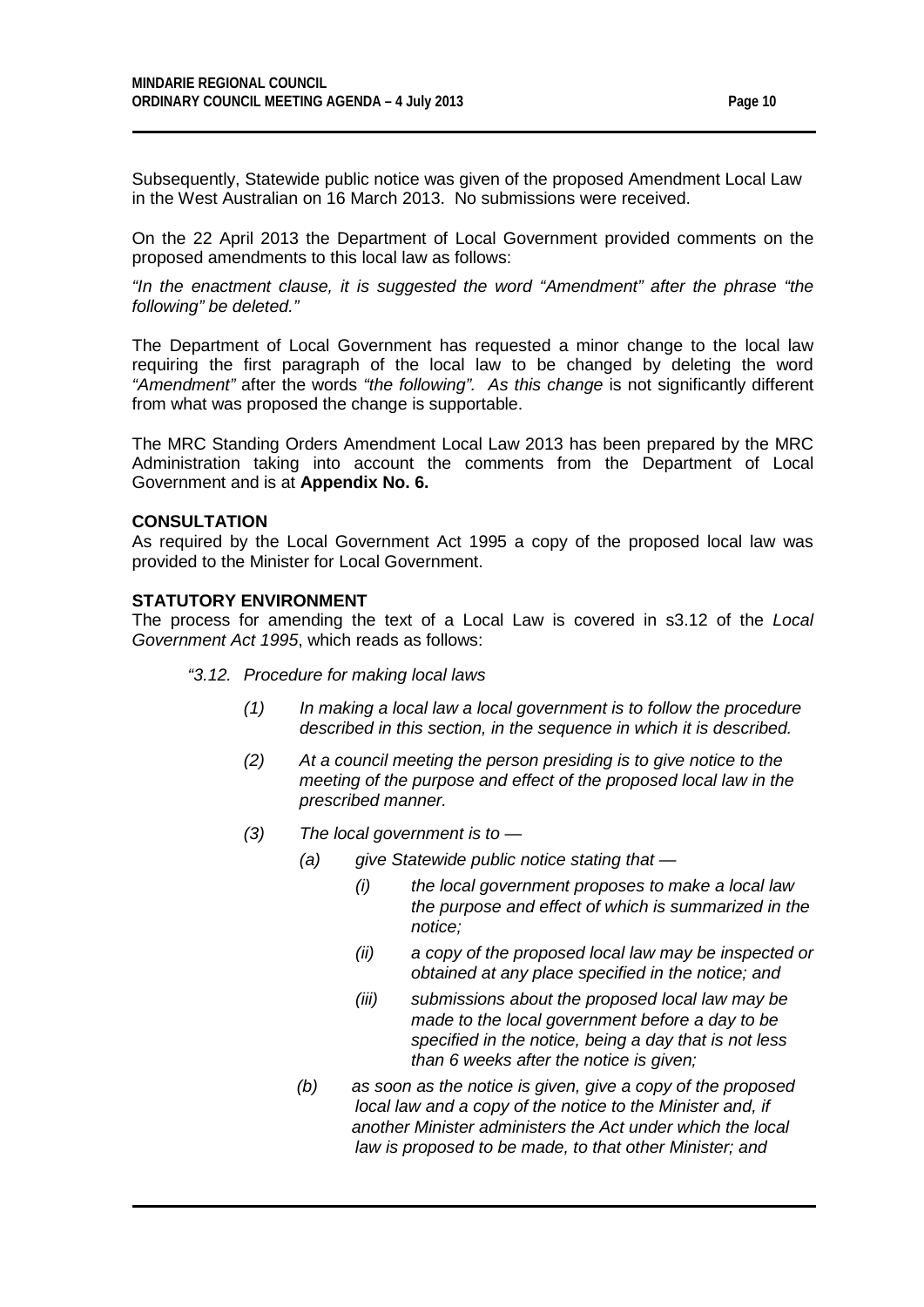Subsequently, Statewide public notice was given of the proposed Amendment Local Law in the West Australian on 16 March 2013. No submissions were received.

On the 22 April 2013 the Department of Local Government provided comments on the proposed amendments to this local law as follows:

*"In the enactment clause, it is suggested the word "Amendment" after the phrase "the following" be deleted."*

The Department of Local Government has requested a minor change to the local law requiring the first paragraph of the local law to be changed by deleting the word *"Amendment"* after the words *"the following". As this change* is not significantly different from what was proposed the change is supportable.

The MRC Standing Orders Amendment Local Law 2013 has been prepared by the MRC Administration taking into account the comments from the Department of Local Government and is at **Appendix No. 6.**

**CONSULTATION**

As required by the Local Government Act 1995 a copy of the proposed local law was provided to the Minister for Local Government.

**STATUTORY ENVIRONMENT**

The process for amending the text of a Local Law is covered in s3.12 of the *Local Government Act 1995*, which reads as follows:

*"3.12. Procedure for making local laws*

> *(1) In making a local law a local government is to follow the procedure described in this section, in the sequence in which it is described.*
>
> *(2) At a council meeting the person presiding is to give notice to the meeting of the purpose and effect of the proposed local law in the prescribed manner.*
>
> *(3) The local government is to —*
>
> > *(a) give Statewide public notice stating that —*
> >
> > > *(i) the local government proposes to make a local law the purpose and effect of which is summarized in the notice;*
> > >
> > > *(ii) a copy of the proposed local law may be inspected or obtained at any place specified in the notice; and*
> > >
> > > *(iii) submissions about the proposed local law may be made to the local government before a day to be specified in the notice, being a day that is not less than 6 weeks after the notice is given;*
> >
> > *(b) as soon as the notice is given, give a copy of the proposed local law and a copy of the notice to the Minister and, if another Minister administers the Act under which the local law is proposed to be made, to that other Minister; and*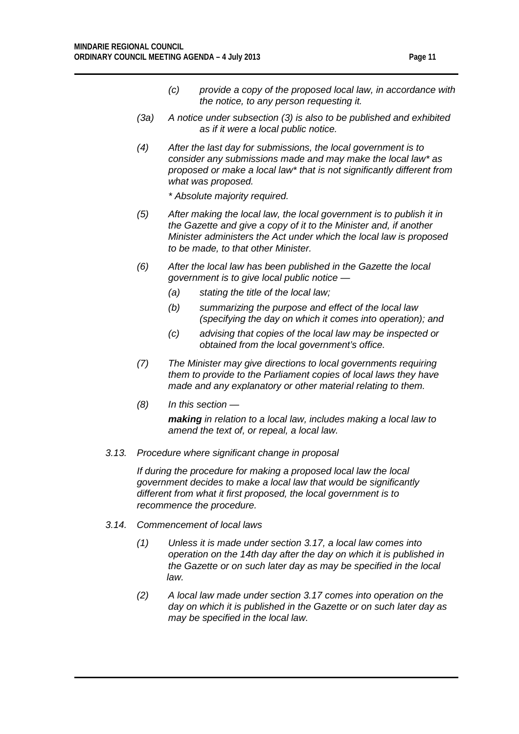*(c) provide a copy of the proposed local law, in accordance with the notice, to any person requesting it.*

*(3a) A notice under subsection (3) is also to be published and exhibited as if it were a local public notice.*

*(4) After the last day for submissions, the local government is to consider any submissions made and may make the local law* as proposed or make a local law* that is not significantly different from what was proposed.*

*\* Absolute majority required.*

*(5) After making the local law, the local government is to publish it in the Gazette and give a copy of it to the Minister and, if another Minister administers the Act under which the local law is proposed to be made, to that other Minister.*

*(6) After the local law has been published in the Gazette the local government is to give local public notice —*

*(a) stating the title of the local law;*

*(b) summarizing the purpose and effect of the local law (specifying the day on which it comes into operation); and*

*(c) advising that copies of the local law may be inspected or obtained from the local government's office.*

*(7) The Minister may give directions to local governments requiring them to provide to the Parliament copies of local laws they have made and any explanatory or other material relating to them.*

*(8) In this section —*

***making** in relation to a local law, includes making a local law to amend the text of, or repeal, a local law.*

*3.13. Procedure where significant change in proposal*

*If during the procedure for making a proposed local law the local government decides to make a local law that would be significantly different from what it first proposed, the local government is to recommence the procedure.*

*3.14. Commencement of local laws*

*(1) Unless it is made under section 3.17, a local law comes into operation on the 14th day after the day on which it is published in the Gazette or on such later day as may be specified in the local law.*

*(2) A local law made under section 3.17 comes into operation on the day on which it is published in the Gazette or on such later day as may be specified in the local law.*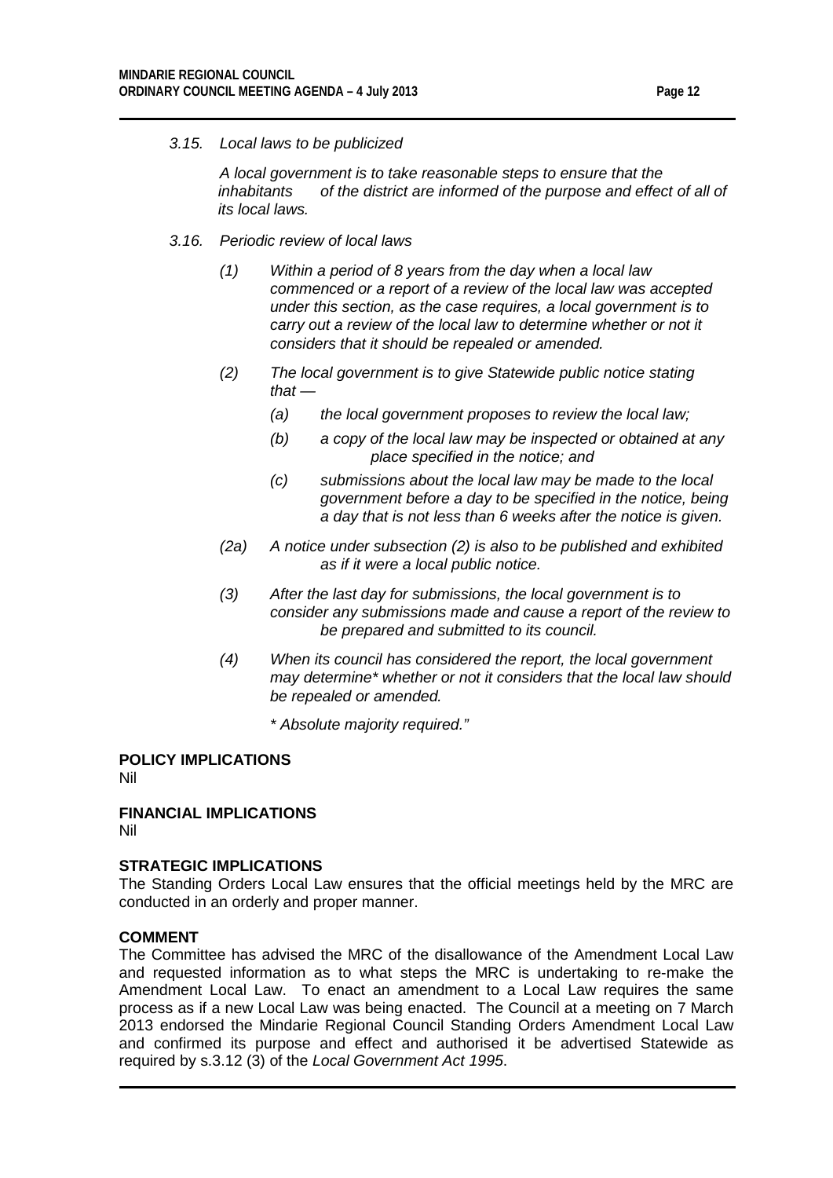*3.15. Local laws to be publicized*

*A local government is to take reasonable steps to ensure that the inhabitants of the district are informed of the purpose and effect of all of its local laws.*

*3.16. Periodic review of local laws*

*(1) Within a period of 8 years from the day when a local law commenced or a report of a review of the local law was accepted under this section, as the case requires, a local government is to carry out a review of the local law to determine whether or not it considers that it should be repealed or amended.*

*(2) The local government is to give Statewide public notice stating that —*

*(a) the local government proposes to review the local law;*

*(b) a copy of the local law may be inspected or obtained at any place specified in the notice; and*

*(c) submissions about the local law may be made to the local government before a day to be specified in the notice, being a day that is not less than 6 weeks after the notice is given.*

*(2a) A notice under subsection (2) is also to be published and exhibited as if it were a local public notice.*

*(3) After the last day for submissions, the local government is to consider any submissions made and cause a report of the review to be prepared and submitted to its council.*

*(4) When its council has considered the report, the local government may determine\* whether or not it considers that the local law should be repealed or amended.*

*\* Absolute majority required."*

**POLICY IMPLICATIONS**

Nil

**FINANCIAL IMPLICATIONS**

Nil

**STRATEGIC IMPLICATIONS**

The Standing Orders Local Law ensures that the official meetings held by the MRC are conducted in an orderly and proper manner.

**COMMENT**

The Committee has advised the MRC of the disallowance of the Amendment Local Law and requested information as to what steps the MRC is undertaking to re-make the Amendment Local Law. To enact an amendment to a Local Law requires the same process as if a new Local Law was being enacted. The Council at a meeting on 7 March 2013 endorsed the Mindarie Regional Council Standing Orders Amendment Local Law and confirmed its purpose and effect and authorised it be advertised Statewide as required by s.3.12 (3) of the *Local Government Act 1995*.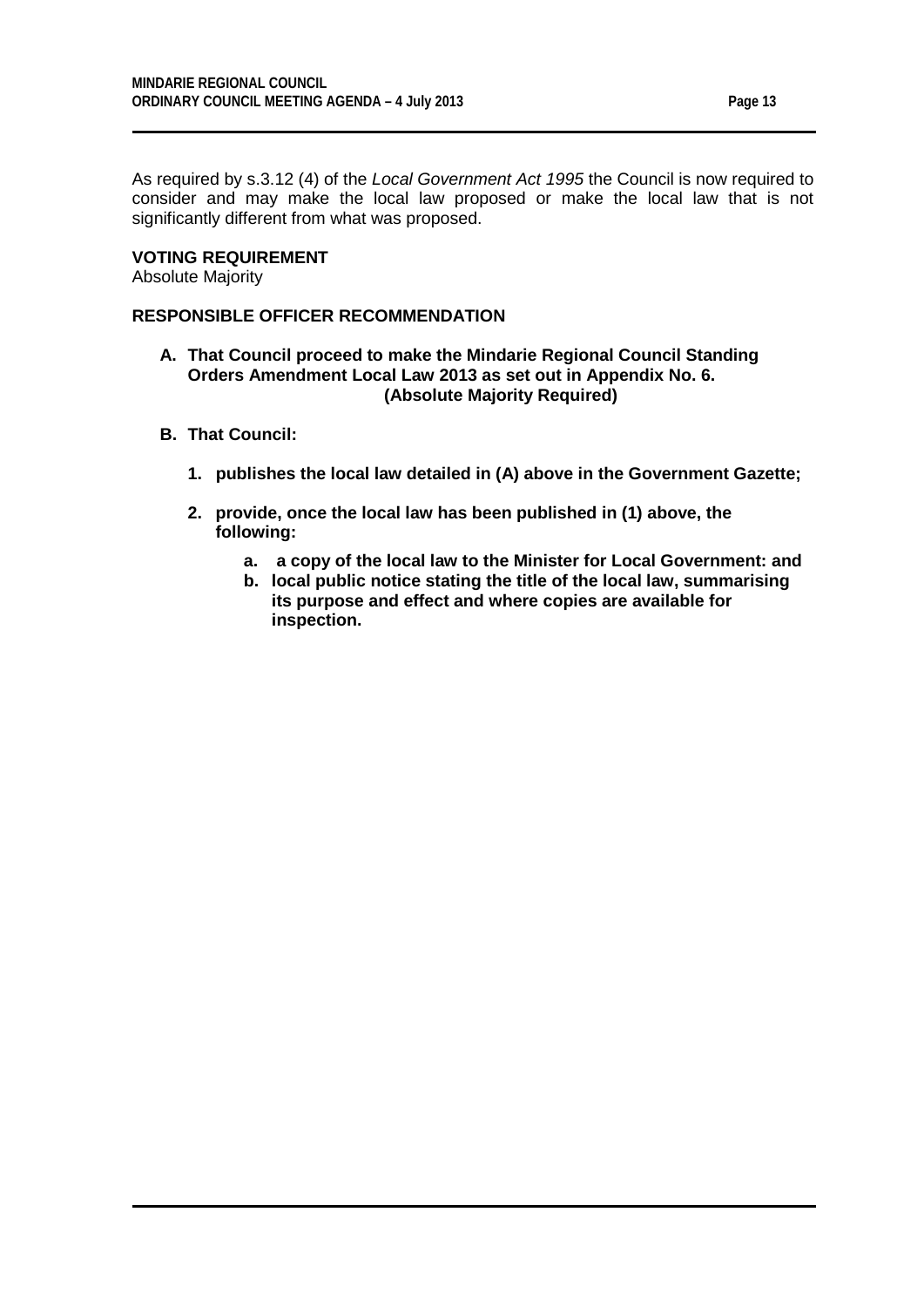As required by s.3.12 (4) of the *Local Government Act 1995* the Council is now required to consider and may make the local law proposed or make the local law that is not significantly different from what was proposed.

**VOTING REQUIREMENT**
Absolute Majority

**RESPONSIBLE OFFICER RECOMMENDATION**

**A. That Council proceed to make the Mindarie Regional Council Standing Orders Amendment Local Law 2013 as set out in Appendix No. 6.**
**(Absolute Majority Required)**

**B. That Council:**

1. **publishes the local law detailed in (A) above in the Government Gazette;**

2. **provide, once the local law has been published in (1) above, the following:**

    a. **a copy of the local law to the Minister for Local Government: and**
    b. **local public notice stating the title of the local law, summarising its purpose and effect and where copies are available for inspection.**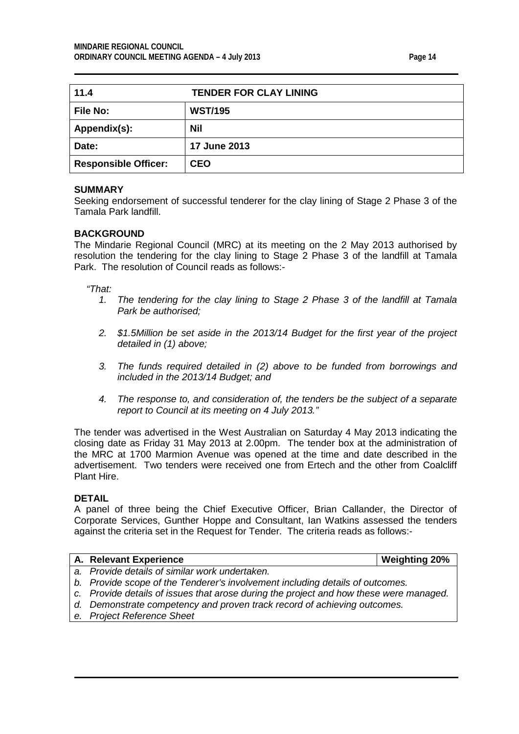| 11.4 | TENDER FOR CLAY LINING |
|---|---|
| **File No:** | **WST/195** |
| **Appendix(s):** | **Nil** |
| **Date:** | **17 June 2013** |
| **Responsible Officer:** | **CEO** |

**SUMMARY**

Seeking endorsement of successful tenderer for the clay lining of Stage 2 Phase 3 of the Tamala Park landfill.

**BACKGROUND**

The Mindarie Regional Council (MRC) at its meeting on the 2 May 2013 authorised by resolution the tendering for the clay lining to Stage 2 Phase 3 of the landfill at Tamala Park. The resolution of Council reads as follows:-

*"That:*

1. *The tendering for the clay lining to Stage 2 Phase 3 of the landfill at Tamala Park be authorised;*
2. *$1.5Million be set aside in the 2013/14 Budget for the first year of the project detailed in (1) above;*
3. *The funds required detailed in (2) above to be funded from borrowings and included in the 2013/14 Budget; and*
4. *The response to, and consideration of, the tenders be the subject of a separate report to Council at its meeting on 4 July 2013."*

The tender was advertised in the West Australian on Saturday 4 May 2013 indicating the closing date as Friday 31 May 2013 at 2.00pm. The tender box at the administration of the MRC at 1700 Marmion Avenue was opened at the time and date described in the advertisement. Two tenders were received one from Ertech and the other from Coalcliff Plant Hire.

**DETAIL**

A panel of three being the Chief Executive Officer, Brian Callander, the Director of Corporate Services, Gunther Hoppe and Consultant, Ian Watkins assessed the tenders against the criteria set in the Request for Tender. The criteria reads as follows:-

| A. Relevant Experience | Weighting 20% |
|---|---|
| *a. Provide details of similar work undertaken.* | |
| *b. Provide scope of the Tenderer's involvement including details of outcomes.* | |
| *c. Provide details of issues that arose during the project and how these were managed.* | |
| *d. Demonstrate competency and proven track record of achieving outcomes.* | |
| *e. Project Reference Sheet* | |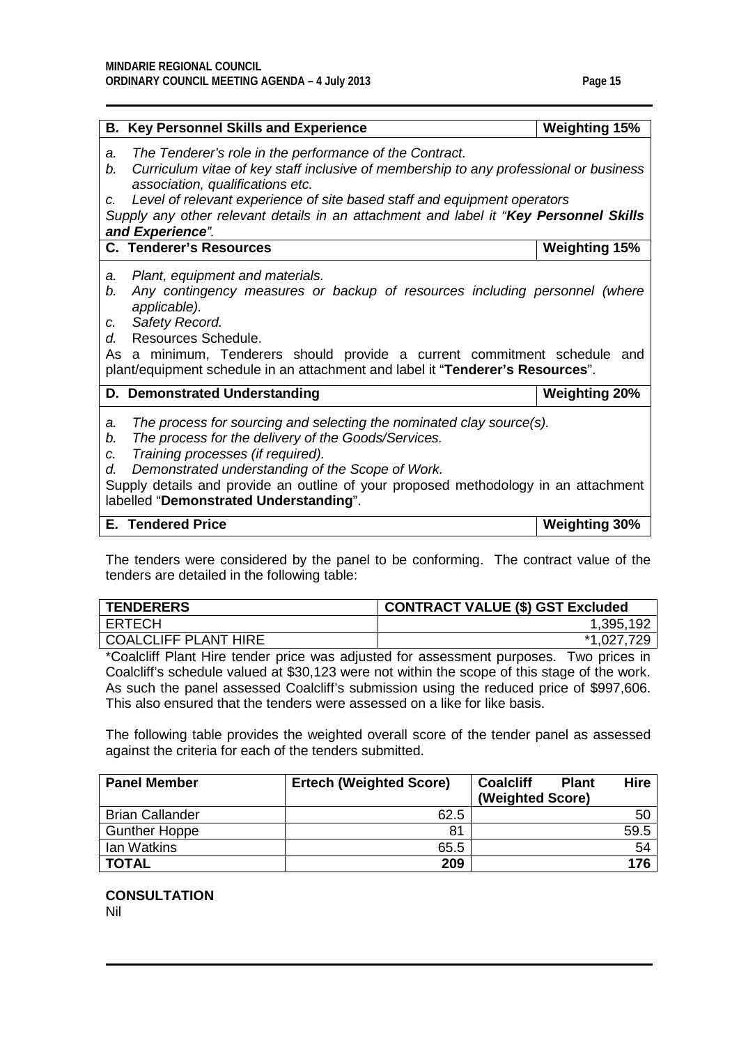| B. Key Personnel Skills and Experience | Weighting 15% |
|---|---|
| *a. The Tenderer's role in the performance of the Contract.*<br>*b. Curriculum vitae of key staff inclusive of membership to any professional or business association, qualifications etc.*<br>*c. Level of relevant experience of site based staff and equipment operators*<br>*Supply any other relevant details in an attachment and label it "**Key Personnel Skills and Experience**".* | |
| **C. Tenderer's Resources** | **Weighting 15%** |
| *a. Plant, equipment and materials.*<br>*b. Any contingency measures or backup of resources including personnel (where applicable).*<br>*c. Safety Record.*<br>*d.* Resources Schedule.<br>As a minimum, Tenderers should provide a current commitment schedule and plant/equipment schedule in an attachment and label it "**Tenderer's Resources**". | |
| **D. Demonstrated Understanding** | **Weighting 20%** |
| *a. The process for sourcing and selecting the nominated clay source(s).*<br>*b. The process for the delivery of the Goods/Services.*<br>*c. Training processes (if required).*<br>*d. Demonstrated understanding of the Scope of Work.*<br>Supply details and provide an outline of your proposed methodology in an attachment labelled "**Demonstrated Understanding**". | |
| **E. Tendered Price** | **Weighting 30%** |

The tenders were considered by the panel to be conforming. The contract value of the tenders are detailed in the following table:

| TENDERERS | CONTRACT VALUE ($) GST Excluded |
|---|---|
| ERTECH | 1,395,192 |
| COALCLIFF PLANT HIRE | *1,027,729 |

*Coalcliff Plant Hire tender price was adjusted for assessment purposes. Two prices in Coalcliff's schedule valued at $30,123 were not within the scope of this stage of the work. As such the panel assessed Coalcliff's submission using the reduced price of $997,606. This also ensured that the tenders were assessed on a like for like basis.

The following table provides the weighted overall score of the tender panel as assessed against the criteria for each of the tenders submitted.

| Panel Member | Ertech (Weighted Score) | Coalcliff Plant Hire (Weighted Score) |
|---|---|---|
| Brian Callander | 62.5 | 50 |
| Gunther Hoppe | 81 | 59.5 |
| Ian Watkins | 65.5 | 54 |
| **TOTAL** | **209** | **176** |

## CONSULTATION

Nil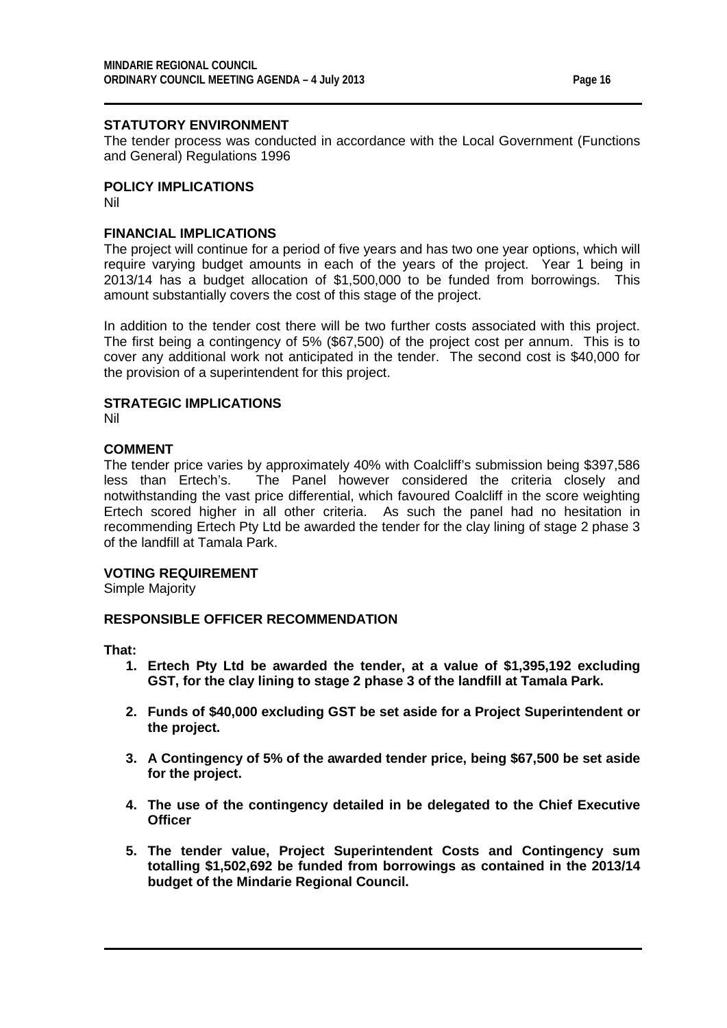## STATUTORY ENVIRONMENT

The tender process was conducted in accordance with the Local Government (Functions and General) Regulations 1996

## POLICY IMPLICATIONS

Nil

## FINANCIAL IMPLICATIONS

The project will continue for a period of five years and has two one year options, which will require varying budget amounts in each of the years of the project. Year 1 being in 2013/14 has a budget allocation of $1,500,000 to be funded from borrowings. This amount substantially covers the cost of this stage of the project.

In addition to the tender cost there will be two further costs associated with this project. The first being a contingency of 5% ($67,500) of the project cost per annum. This is to cover any additional work not anticipated in the tender. The second cost is $40,000 for the provision of a superintendent for this project.

## STRATEGIC IMPLICATIONS

Nil

## COMMENT

The tender price varies by approximately 40% with Coalcliff's submission being $397,586 less than Ertech's. The Panel however considered the criteria closely and notwithstanding the vast price differential, which favoured Coalcliff in the score weighting Ertech scored higher in all other criteria. As such the panel had no hesitation in recommending Ertech Pty Ltd be awarded the tender for the clay lining of stage 2 phase 3 of the landfill at Tamala Park.

## VOTING REQUIREMENT

Simple Majority

## RESPONSIBLE OFFICER RECOMMENDATION

**That:**

1. **Ertech Pty Ltd be awarded the tender, at a value of $1,395,192 excluding GST, for the clay lining to stage 2 phase 3 of the landfill at Tamala Park.**

2. **Funds of $40,000 excluding GST be set aside for a Project Superintendent or the project.**

3. **A Contingency of 5% of the awarded tender price, being $67,500 be set aside for the project.**

4. **The use of the contingency detailed in be delegated to the Chief Executive Officer**

5. **The tender value, Project Superintendent Costs and Contingency sum totalling $1,502,692 be funded from borrowings as contained in the 2013/14 budget of the Mindarie Regional Council.**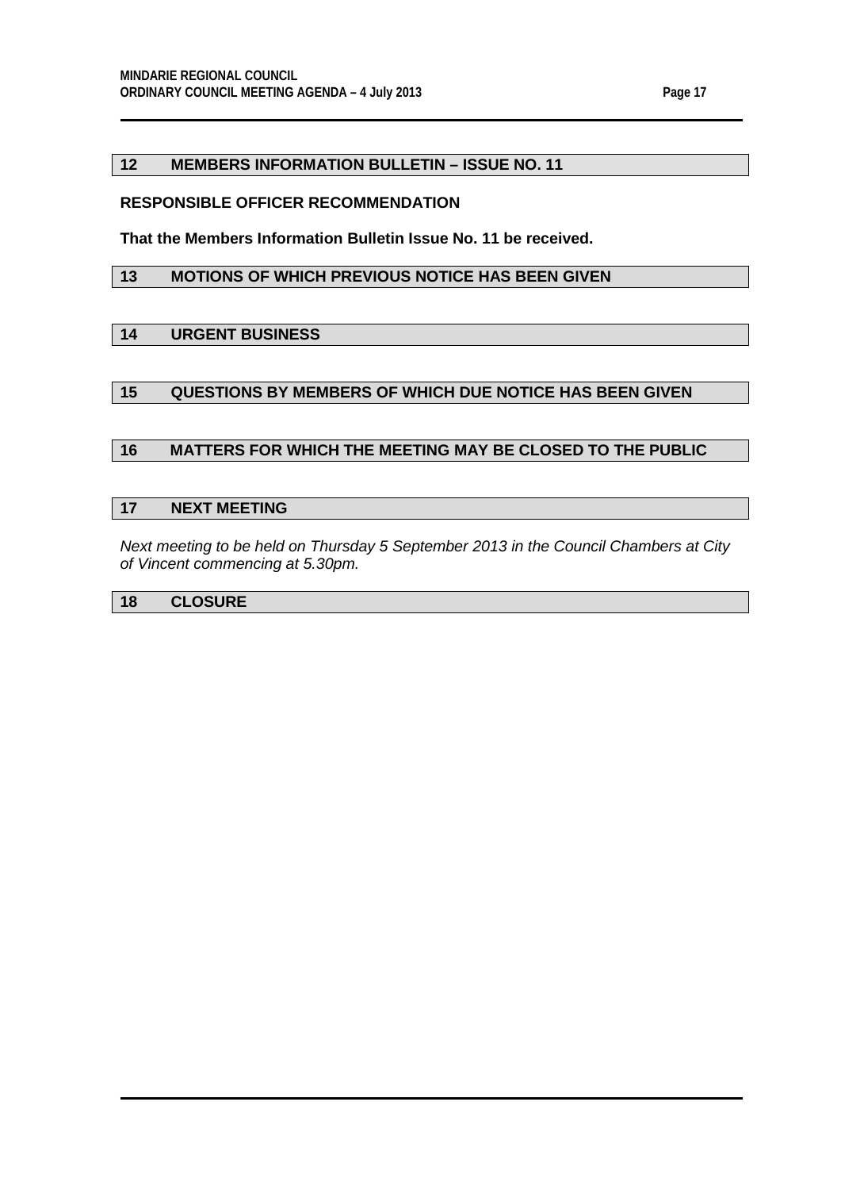## 12 MEMBERS INFORMATION BULLETIN – ISSUE NO. 11

**RESPONSIBLE OFFICER RECOMMENDATION**

**That the Members Information Bulletin Issue No. 11 be received.**

## 13 MOTIONS OF WHICH PREVIOUS NOTICE HAS BEEN GIVEN

## 14 URGENT BUSINESS

## 15 QUESTIONS BY MEMBERS OF WHICH DUE NOTICE HAS BEEN GIVEN

## 16 MATTERS FOR WHICH THE MEETING MAY BE CLOSED TO THE PUBLIC

## 17 NEXT MEETING

*Next meeting to be held on Thursday 5 September 2013 in the Council Chambers at City of Vincent commencing at 5.30pm.*

## 18 CLOSURE